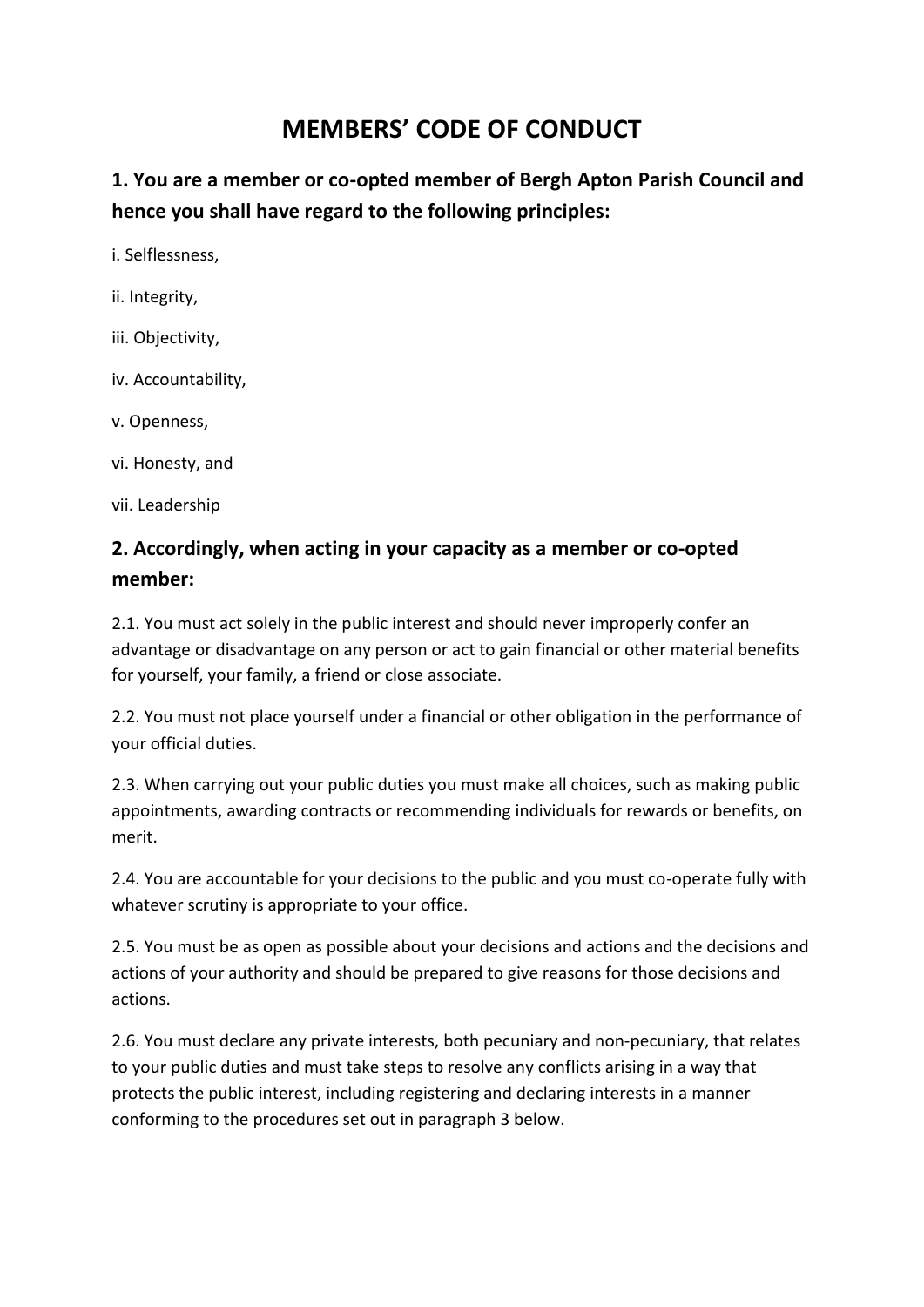# MEMBERS' CODE OF CONDUCT

## 1. You are a member or co-opted member of Bergh Apton Parish Council and hence you shall have regard to the following principles:

i. Selflessness,

ii. Integrity,

iii. Objectivity,

iv. Accountability,

v. Openness,

vi. Honesty, and

vii. Leadership

## 2. Accordingly, when acting in your capacity as a member or co-opted member:

2.1. You must act solely in the public interest and should never improperly confer an advantage or disadvantage on any person or act to gain financial or other material benefits for yourself, your family, a friend or close associate.

2.2. You must not place yourself under a financial or other obligation in the performance of your official duties.

2.3. When carrying out your public duties you must make all choices, such as making public appointments, awarding contracts or recommending individuals for rewards or benefits, on merit.

2.4. You are accountable for your decisions to the public and you must co-operate fully with whatever scrutiny is appropriate to your office.

2.5. You must be as open as possible about your decisions and actions and the decisions and actions of your authority and should be prepared to give reasons for those decisions and actions.

2.6. You must declare any private interests, both pecuniary and non-pecuniary, that relates to your public duties and must take steps to resolve any conflicts arising in a way that protects the public interest, including registering and declaring interests in a manner conforming to the procedures set out in paragraph 3 below.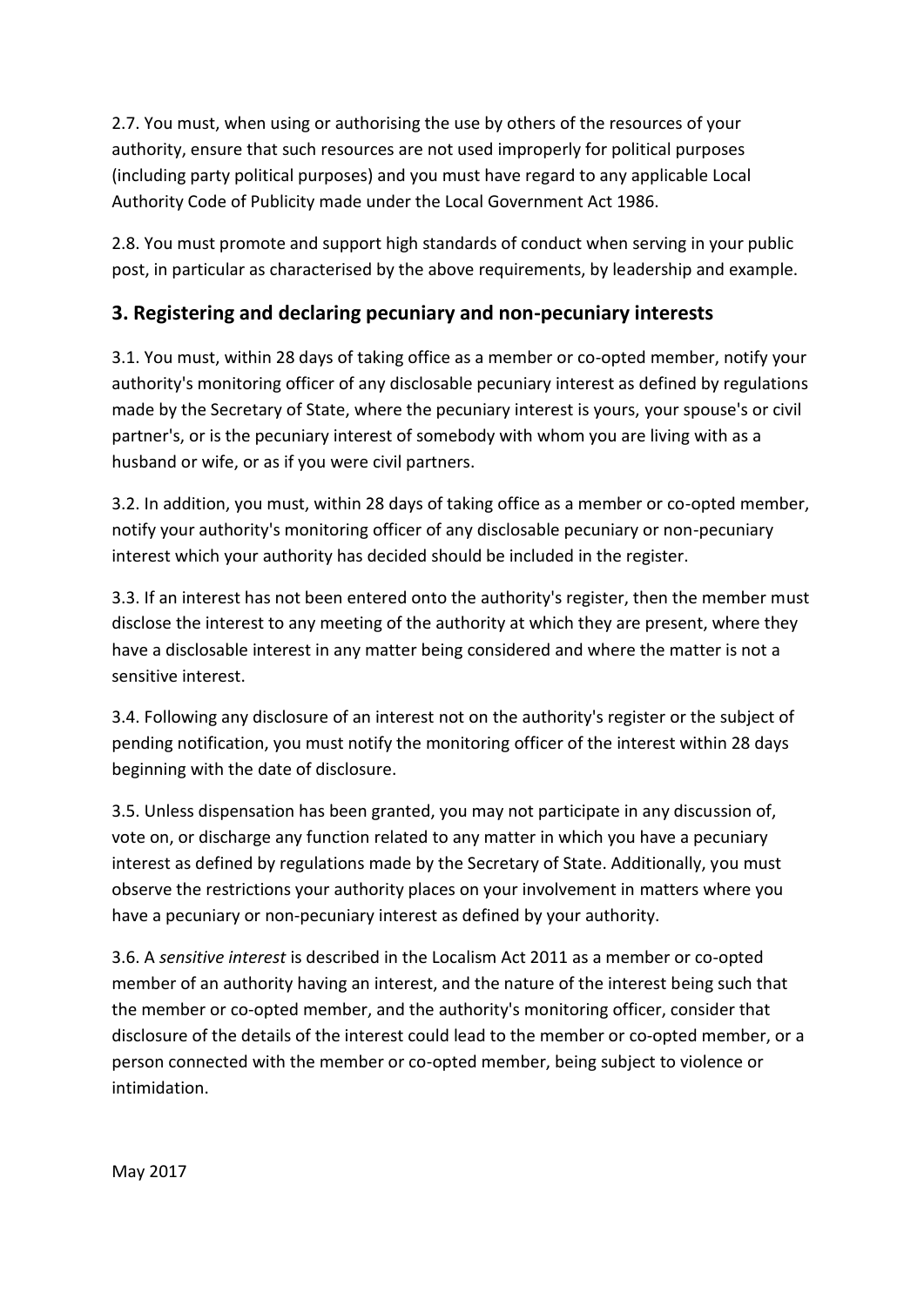2.7. You must, when using or authorising the use by others of the resources of your authority, ensure that such resources are not used improperly for political purposes (including party political purposes) and you must have regard to any applicable Local Authority Code of Publicity made under the Local Government Act 1986.

2.8. You must promote and support high standards of conduct when serving in your public post, in particular as characterised by the above requirements, by leadership and example.

## 3. Registering and declaring pecuniary and non-pecuniary interests

3.1. You must, within 28 days of taking office as a member or co-opted member, notify your authority's monitoring officer of any disclosable pecuniary interest as defined by regulations made by the Secretary of State, where the pecuniary interest is yours, your spouse's or civil partner's, or is the pecuniary interest of somebody with whom you are living with as a husband or wife, or as if you were civil partners.

3.2. In addition, you must, within 28 days of taking office as a member or co-opted member, notify your authority's monitoring officer of any disclosable pecuniary or non-pecuniary interest which your authority has decided should be included in the register.

3.3. If an interest has not been entered onto the authority's register, then the member must disclose the interest to any meeting of the authority at which they are present, where they have a disclosable interest in any matter being considered and where the matter is not a sensitive interest.

3.4. Following any disclosure of an interest not on the authority's register or the subject of pending notification, you must notify the monitoring officer of the interest within 28 days beginning with the date of disclosure.

3.5. Unless dispensation has been granted, you may not participate in any discussion of, vote on, or discharge any function related to any matter in which you have a pecuniary interest as defined by regulations made by the Secretary of State. Additionally, you must observe the restrictions your authority places on your involvement in matters where you have a pecuniary or non-pecuniary interest as defined by your authority.

3.6. A *sensitive interest* is described in the Localism Act 2011 as a member or co-opted member of an authority having an interest, and the nature of the interest being such that the member or co-opted member, and the authority's monitoring officer, consider that disclosure of the details of the interest could lead to the member or co-opted member, or a person connected with the member or co-opted member, being subject to violence or intimidation.

May 2017